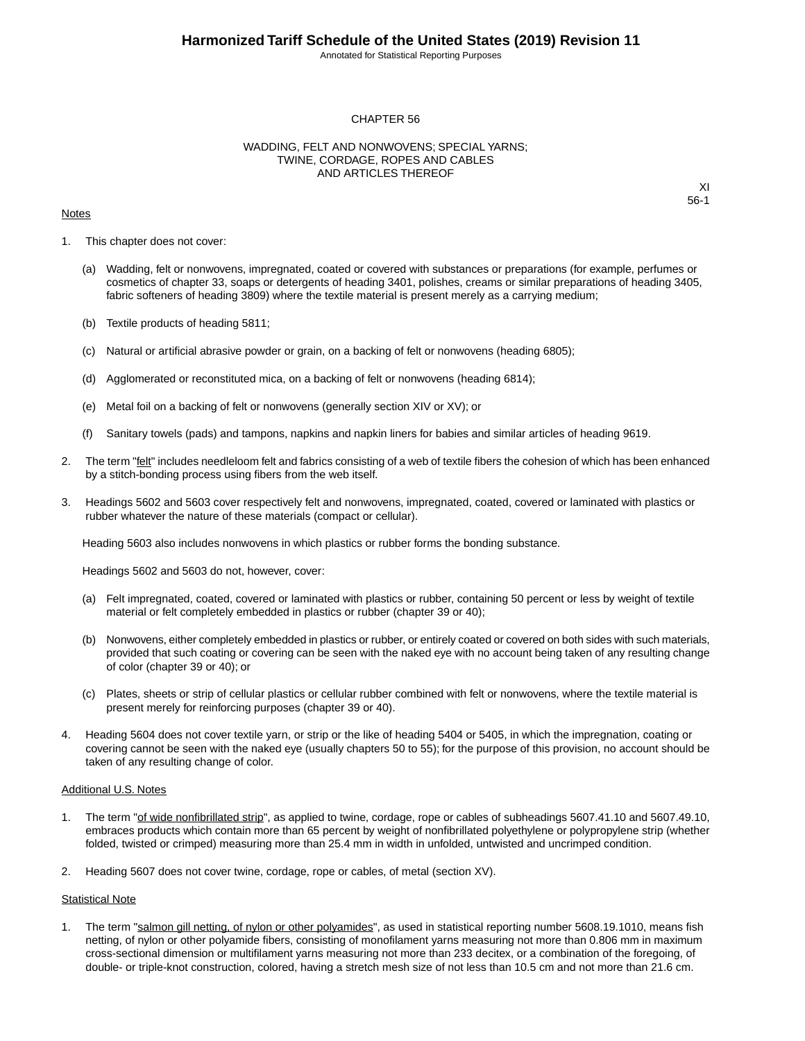# CHAPTER 56

## WADDING, FELT AND NONWOVENS; SPECIAL YARNS; TWINE, CORDAGE, ROPES AND CABLES AND ARTICLES THEREOF

XI
56-1

Notes

1. This chapter does not cover:

   (a) Wadding, felt or nonwovens, impregnated, coated or covered with substances or preparations (for example, perfumes or cosmetics of chapter 33, soaps or detergents of heading 3401, polishes, creams or similar preparations of heading 3405, fabric softeners of heading 3809) where the textile material is present merely as a carrying medium;

   (b) Textile products of heading 5811;

   (c) Natural or artificial abrasive powder or grain, on a backing of felt or nonwovens (heading 6805);

   (d) Agglomerated or reconstituted mica, on a backing of felt or nonwovens (heading 6814);

   (e) Metal foil on a backing of felt or nonwovens (generally section XIV or XV); or

   (f) Sanitary towels (pads) and tampons, napkins and napkin liners for babies and similar articles of heading 9619.

2. The term "felt" includes needleloom felt and fabrics consisting of a web of textile fibers the cohesion of which has been enhanced by a stitch-bonding process using fibers from the web itself.

3. Headings 5602 and 5603 cover respectively felt and nonwovens, impregnated, coated, covered or laminated with plastics or rubber whatever the nature of these materials (compact or cellular).

   Heading 5603 also includes nonwovens in which plastics or rubber forms the bonding substance.

   Headings 5602 and 5603 do not, however, cover:

   (a) Felt impregnated, coated, covered or laminated with plastics or rubber, containing 50 percent or less by weight of textile material or felt completely embedded in plastics or rubber (chapter 39 or 40);

   (b) Nonwovens, either completely embedded in plastics or rubber, or entirely coated or covered on both sides with such materials, provided that such coating or covering can be seen with the naked eye with no account being taken of any resulting change of color (chapter 39 or 40); or

   (c) Plates, sheets or strip of cellular plastics or cellular rubber combined with felt or nonwovens, where the textile material is present merely for reinforcing purposes (chapter 39 or 40).

4. Heading 5604 does not cover textile yarn, or strip or the like of heading 5404 or 5405, in which the impregnation, coating or covering cannot be seen with the naked eye (usually chapters 50 to 55); for the purpose of this provision, no account should be taken of any resulting change of color.

Additional U.S. Notes

1. The term "of wide nonfibrillated strip", as applied to twine, cordage, rope or cables of subheadings 5607.41.10 and 5607.49.10, embraces products which contain more than 65 percent by weight of nonfibrillated polyethylene or polypropylene strip (whether folded, twisted or crimped) measuring more than 25.4 mm in width in unfolded, untwisted and uncrimped condition.

2. Heading 5607 does not cover twine, cordage, rope or cables, of metal (section XV).

Statistical Note

1. The term "salmon gill netting, of nylon or other polyamides", as used in statistical reporting number 5608.19.1010, means fish netting, of nylon or other polyamide fibers, consisting of monofilament yarns measuring not more than 0.806 mm in maximum cross-sectional dimension or multifilament yarns measuring not more than 233 decitex, or a combination of the foregoing, of double- or triple-knot construction, colored, having a stretch mesh size of not less than 10.5 cm and not more than 21.6 cm.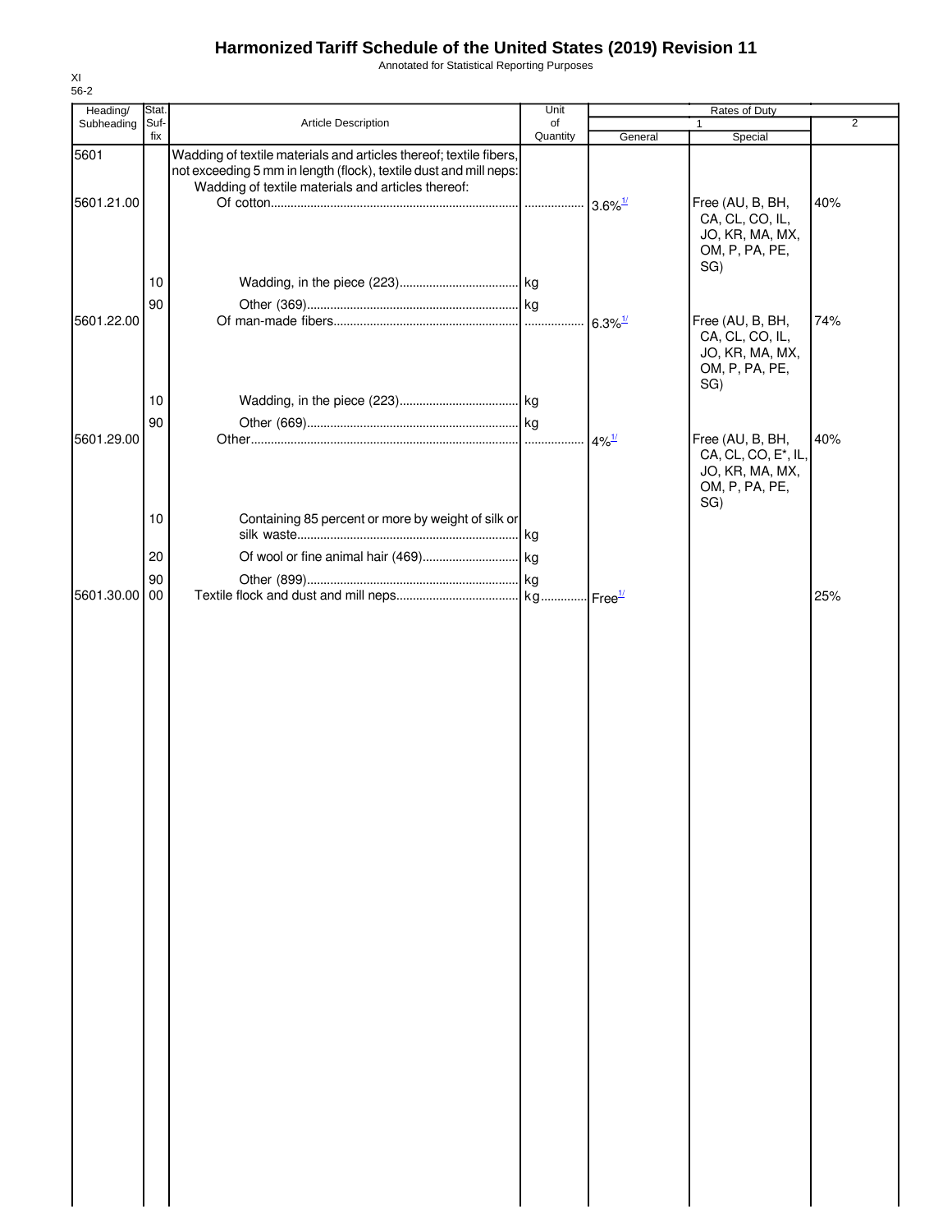# Harmonized Tariff Schedule of the United States (2019) Revision 11

Annotated for Statistical Reporting Purposes

XI
56-2

| Heading/ Subheading | Stat. Suf- fix | Article Description | Unit of Quantity | Rates of Duty 1 General | Special | 2 |
|---|---|---|---|---|---|---|
| 5601 | | Wadding of textile materials and articles thereof; textile fibers, not exceeding 5 mm in length (flock), textile dust and mill neps: | | | | |
| | | Wadding of textile materials and articles thereof: | | | | |
| 5601.21.00 | | Of cotton | | 3.6%[1/] | Free (AU, B, BH, CA, CL, CO, IL, JO, KR, MA, MX, OM, P, PA, PE, SG) | 40% |
| | 10 | Wadding, in the piece (223) | kg | | | |
| | 90 | Other (369) | kg | | | |
| 5601.22.00 | | Of man-made fibers | | 6.3%[1/] | Free (AU, B, BH, CA, CL, CO, IL, JO, KR, MA, MX, OM, P, PA, PE, SG) | 74% |
| | 10 | Wadding, in the piece (223) | kg | | | |
| | 90 | Other (669) | kg | | | |
| 5601.29.00 | | Other | | 4%[1/] | Free (AU, B, BH, CA, CL, CO, E*, IL, JO, KR, MA, MX, OM, P, PA, PE, SG) | 40% |
| | 10 | Containing 85 percent or more by weight of silk or silk waste | kg | | | |
| | 20 | Of wool or fine animal hair (469) | kg | | | |
| | 90 | Other (899) | kg | | | |
| 5601.30.00 | 00 | Textile flock and dust and mill neps | kg | Free[1/] | | 25% |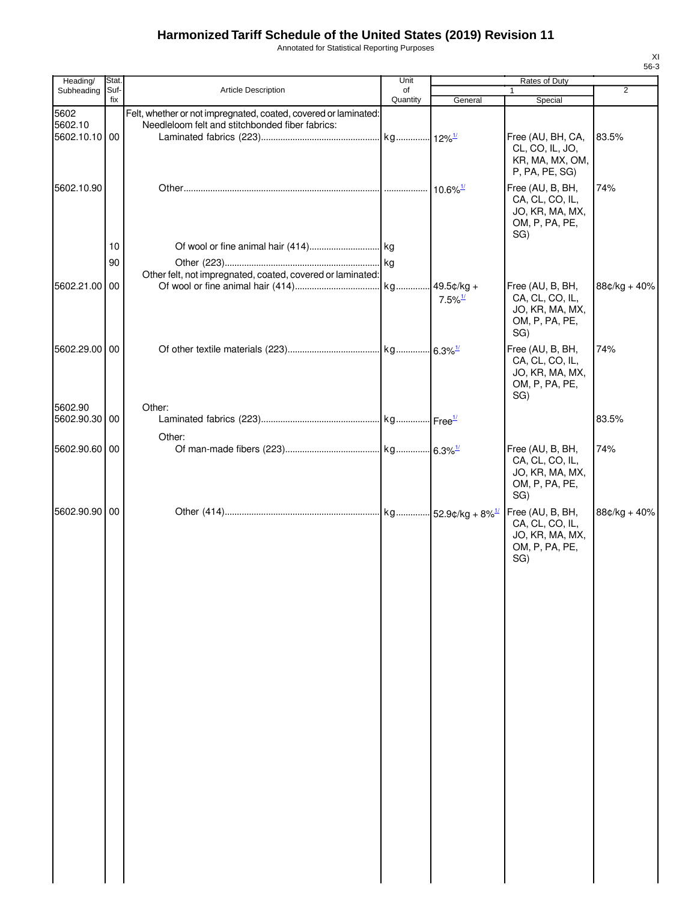# Harmonized Tariff Schedule of the United States (2019) Revision 11

Annotated for Statistical Reporting Purposes

XI
56-3

| Heading/ Subheading | Stat. Suf- fix | Article Description | Unit of Quantity | Rates of Duty 1 General | Special | 2 |
|---|---|---|---|---|---|---|
| 5602 | | Felt, whether or not impregnated, coated, covered or laminated: | | | | |
| 5602.10 | | Needleloom felt and stitchbonded fiber fabrics: | | | | |
| 5602.10.10 | 00 | Laminated fabrics (223) | kg | 12%[1/] | Free (AU, BH, CA, CL, CO, IL, JO, KR, MA, MX, OM, P, PA, PE, SG) | 83.5% |
| 5602.10.90 | | Other | | 10.6%[1/] | Free (AU, B, BH, CA, CL, CO, IL, JO, KR, MA, MX, OM, P, PA, PE, SG) | 74% |
| | 10 | Of wool or fine animal hair (414) | kg | | | |
| | 90 | Other (223) | kg | | | |
| | | Other felt, not impregnated, coated, covered or laminated: | | | | |
| 5602.21.00 | 00 | Of wool or fine animal hair (414) | kg | 49.5¢/kg + 7.5%[1/] | Free (AU, B, BH, CA, CL, CO, IL, JO, KR, MA, MX, OM, P, PA, PE, SG) | 88¢/kg + 40% |
| 5602.29.00 | 00 | Of other textile materials (223) | kg | 6.3%[1/] | Free (AU, B, BH, CA, CL, CO, IL, JO, KR, MA, MX, OM, P, PA, PE, SG) | 74% |
| 5602.90 | | Other: | | | | |
| 5602.90.30 | 00 | Laminated fabrics (223) | kg | Free[1/] | | 83.5% |
| | | Other: | | | | |
| 5602.90.60 | 00 | Of man-made fibers (223) | kg | 6.3%[1/] | Free (AU, B, BH, CA, CL, CO, IL, JO, KR, MA, MX, OM, P, PA, PE, SG) | 74% |
| 5602.90.90 | 00 | Other (414) | kg | 52.9¢/kg + 8%[1/] | Free (AU, B, BH, CA, CL, CO, IL, JO, KR, MA, MX, OM, P, PA, PE, SG) | 88¢/kg + 40% |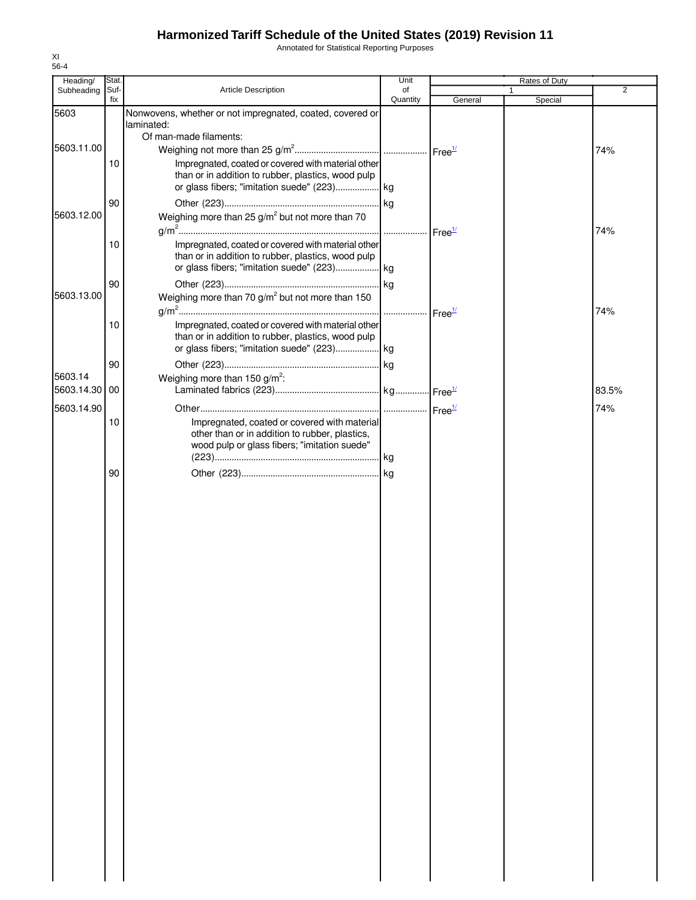# Harmonized Tariff Schedule of the United States (2019) Revision 11

Annotated for Statistical Reporting Purposes

XI
56-4

| Heading/ Subheading | Stat. Suf- fix | Article Description | Unit of Quantity | Rates of Duty 1 General | Special | 2 |
|---|---|---|---|---|---|---|
| 5603 | | Nonwovens, whether or not impregnated, coated, covered or laminated: | | | | |
| | | Of man-made filaments: | | | | |
| 5603.11.00 | | Weighing not more than 25 g/m$^2$ | | Free[1/] | | 74% |
| | 10 | Impregnated, coated or covered with material other than or in addition to rubber, plastics, wood pulp or glass fibers; "imitation suede" (223) | kg | | | |
| | 90 | Other (223) | kg | | | |
| 5603.12.00 | | Weighing more than 25 g/m$^2$ but not more than 70 g/m$^2$ | | Free[1/] | | 74% |
| | 10 | Impregnated, coated or covered with material other than or in addition to rubber, plastics, wood pulp or glass fibers; "imitation suede" (223) | kg | | | |
| | 90 | Other (223) | kg | | | |
| 5603.13.00 | | Weighing more than 70 g/m$^2$ but not more than 150 g/m$^2$ | | Free[1/] | | 74% |
| | 10 | Impregnated, coated or covered with material other than or in addition to rubber, plastics, wood pulp or glass fibers; "imitation suede" (223) | kg | | | |
| | 90 | Other (223) | kg | | | |
| 5603.14 | | Weighing more than 150 g/m$^2$: | | | | |
| 5603.14.30 | 00 | Laminated fabrics (223) | kg | Free[1/] | | 83.5% |
| 5603.14.90 | | Other | | Free[1/] | | 74% |
| | 10 | Impregnated, coated or covered with material other than or in addition to rubber, plastics, wood pulp or glass fibers; "imitation suede" (223) | kg | | | |
| | 90 | Other (223) | kg | | | |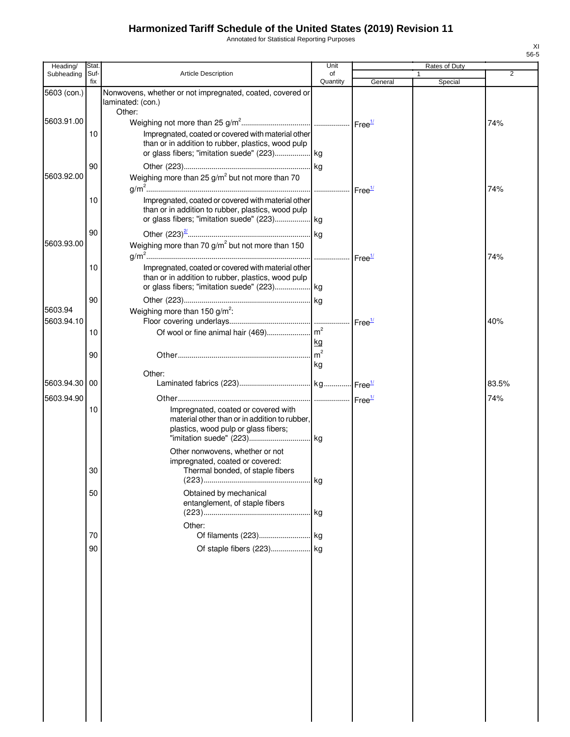# Harmonized Tariff Schedule of the United States (2019) Revision 11

Annotated for Statistical Reporting Purposes

| Heading/ Subheading | Stat. Suf- fix | Article Description | Unit of Quantity | Rates of Duty 1 General | Special | 2 |
|---|---|---|---|---|---|---|
| 5603 (con.) | | Nonwovens, whether or not impregnated, coated, covered or laminated: (con.) | | | | |
| | | Other: | | | | |
| 5603.91.00 | | Weighing not more than 25 g/m$^2$ | | Free[1/] | | 74% |
| | 10 | Impregnated, coated or covered with material other than or in addition to rubber, plastics, wood pulp or glass fibers; "imitation suede" (223) | kg | | | |
| | 90 | Other (223) | kg | | | |
| 5603.92.00 | | Weighing more than 25 g/m$^2$ but not more than 70 g/m$^2$ | | Free[1/] | | 74% |
| | 10 | Impregnated, coated or covered with material other than or in addition to rubber, plastics, wood pulp or glass fibers; "imitation suede" (223) | kg | | | |
| | 90 | Other (223)[2/] | kg | | | |
| 5603.93.00 | | Weighing more than 70 g/m$^2$ but not more than 150 g/m$^2$ | | Free[1/] | | 74% |
| | 10 | Impregnated, coated or covered with material other than or in addition to rubber, plastics, wood pulp or glass fibers; "imitation suede" (223) | kg | | | |
| | 90 | Other (223) | kg | | | |
| 5603.94 | | Weighing more than 150 g/m$^2$: | | | | |
| 5603.94.10 | | Floor covering underlays | | Free[1/] | | 40% |
| | 10 | Of wool or fine animal hair (469) | m$^2$ kg | | | |
| | 90 | Other | m$^2$ kg | | | |
| | | Other: | | | | |
| 5603.94.30 | 00 | Laminated fabrics (223) | kg | Free[1/] | | 83.5% |
| 5603.94.90 | | Other | | Free[1/] | | 74% |
| | 10 | Impregnated, coated or covered with material other than or in addition to rubber, plastics, wood pulp or glass fibers; "imitation suede" (223) | kg | | | |
| | | Other nonwovens, whether or not impregnated, coated or covered: | | | | |
| | 30 | Thermal bonded, of staple fibers (223) | kg | | | |
| | 50 | Obtained by mechanical entanglement, of staple fibers (223) | kg | | | |
| | | Other: | | | | |
| | 70 | Of filaments (223) | kg | | | |
| | 90 | Of staple fibers (223) | kg | | | |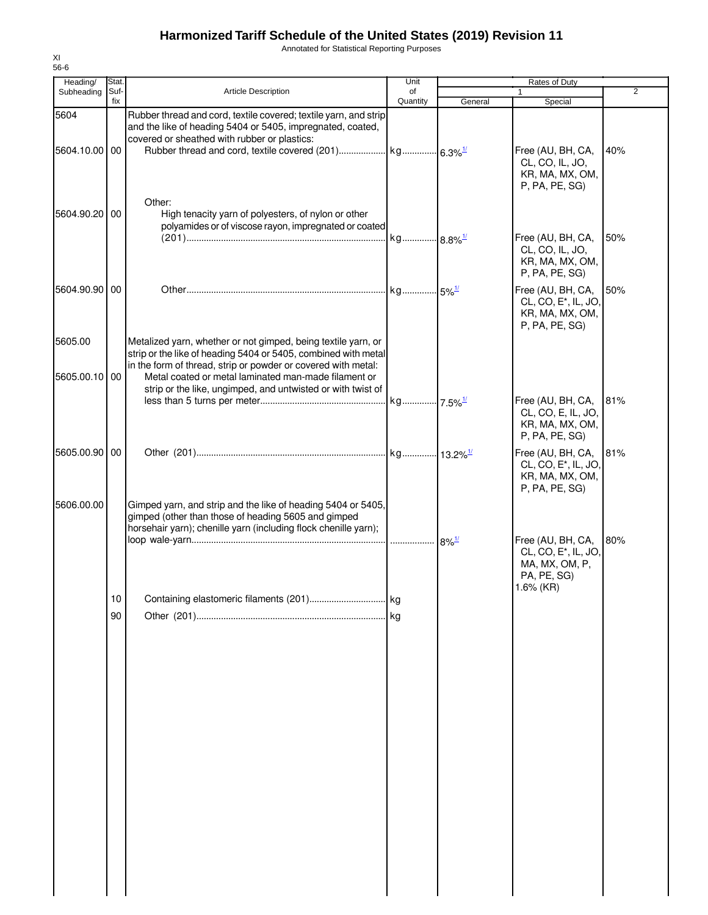# Harmonized Tariff Schedule of the United States (2019) Revision 11

Annotated for Statistical Reporting Purposes

XI
56-6

| Heading/ Subheading | Stat. Suf- fix | Article Description | Unit of Quantity | Rates of Duty 1 General | Special | 2 |
|---|---|---|---|---|---|---|
| 5604 | | Rubber thread and cord, textile covered; textile yarn, and strip and the like of heading 5404 or 5405, impregnated, coated, covered or sheathed with rubber or plastics: | | | | |
| 5604.10.00 | 00 | Rubber thread and cord, textile covered (201) | kg | 6.3%[1/] | Free (AU, BH, CA, CL, CO, IL, JO, KR, MA, MX, OM, P, PA, PE, SG) | 40% |
| | | Other: | | | | |
| 5604.90.20 | 00 | High tenacity yarn of polyesters, of nylon or other polyamides or of viscose rayon, impregnated or coated (201) | kg | 8.8%[1/] | Free (AU, BH, CA, CL, CO, IL, JO, KR, MA, MX, OM, P, PA, PE, SG) | 50% |
| 5604.90.90 | 00 | Other | kg | 5%[1/] | Free (AU, BH, CA, CL, CO, E*, IL, JO, KR, MA, MX, OM, P, PA, PE, SG) | 50% |
| 5605.00 | | Metalized yarn, whether or not gimped, being textile yarn, or strip or the like of heading 5404 or 5405, combined with metal in the form of thread, strip or powder or covered with metal: | | | | |
| 5605.00.10 | 00 | Metal coated or metal laminated man-made filament or strip or the like, ungimped, and untwisted or with twist of less than 5 turns per meter | kg | 7.5%[1/] | Free (AU, BH, CA, CL, CO, E, IL, JO, KR, MA, MX, OM, P, PA, PE, SG) | 81% |
| 5605.00.90 | 00 | Other (201) | kg | 13.2%[1/] | Free (AU, BH, CA, CL, CO, E*, IL, JO, KR, MA, MX, OM, P, PA, PE, SG) | 81% |
| 5606.00.00 | | Gimped yarn, and strip and the like of heading 5404 or 5405, gimped (other than those of heading 5605 and gimped horsehair yarn); chenille yarn (including flock chenille yarn); loop wale-yarn | | 8%[1/] | Free (AU, BH, CA, CL, CO, E*, IL, JO, MA, MX, OM, P, PA, PE, SG) 1.6% (KR) | 80% |
| | 10 | Containing elastomeric filaments (201) | kg | | | |
| | 90 | Other (201) | kg | | | |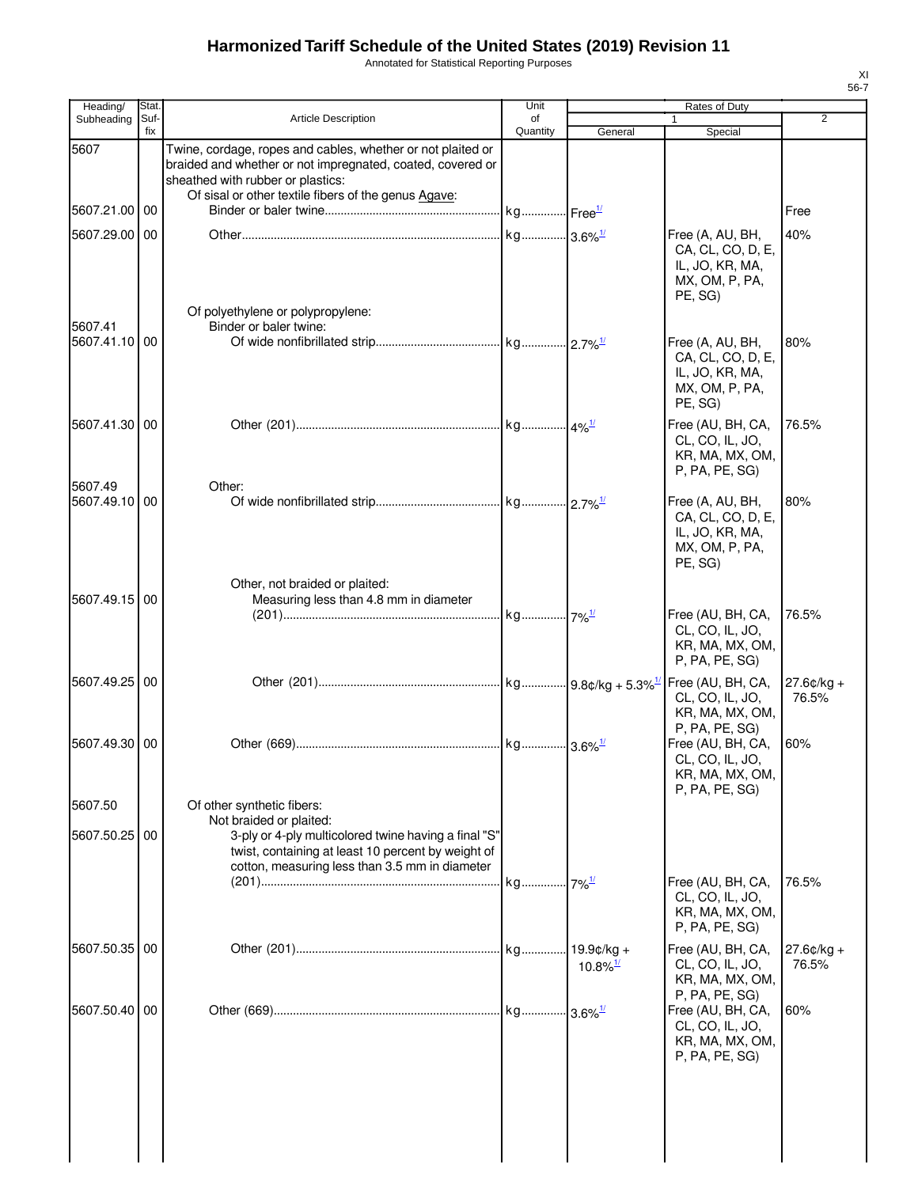# Harmonized Tariff Schedule of the United States (2019) Revision 11

Annotated for Statistical Reporting Purposes

| Heading/ Subheading | Stat. Suf- fix | Article Description | Unit of Quantity | Rates of Duty 1 General | Special | 2 |
|---|---|---|---|---|---|---|
| 5607 | | Twine, cordage, ropes and cables, whether or not plaited or braided and whether or not impregnated, coated, covered or sheathed with rubber or plastics: | | | | |
| | | Of sisal or other textile fibers of the genus Agave: | | | | |
| 5607.21.00 | 00 | Binder or baler twine | kg | Free[1/] | | Free |
| 5607.29.00 | 00 | Other | kg | 3.6%[1/] | Free (A, AU, BH, CA, CL, CO, D, E, IL, JO, KR, MA, MX, OM, P, PA, PE, SG) | 40% |
| | | Of polyethylene or polypropylene: | | | | |
| 5607.41 | | Binder or baler twine: | | | | |
| 5607.41.10 | 00 | Of wide nonfibrillated strip | kg | 2.7%[1/] | Free (A, AU, BH, CA, CL, CO, D, E, IL, JO, KR, MA, MX, OM, P, PA, PE, SG) | 80% |
| 5607.41.30 | 00 | Other (201) | kg | 4%[1/] | Free (AU, BH, CA, CL, CO, IL, JO, KR, MA, MX, OM, P, PA, PE, SG) | 76.5% |
| 5607.49 | | Other: | | | | |
| 5607.49.10 | 00 | Of wide nonfibrillated strip | kg | 2.7%[1/] | Free (A, AU, BH, CA, CL, CO, D, E, IL, JO, KR, MA, MX, OM, P, PA, PE, SG) | 80% |
| | | Other, not braided or plaited: | | | | |
| 5607.49.15 | 00 | Measuring less than 4.8 mm in diameter (201) | kg | 7%[1/] | Free (AU, BH, CA, CL, CO, IL, JO, KR, MA, MX, OM, P, PA, PE, SG) | 76.5% |
| 5607.49.25 | 00 | Other (201) | kg | 9.8¢/kg + 5.3%[1/] | Free (AU, BH, CA, CL, CO, IL, JO, KR, MA, MX, OM, P, PA, PE, SG) | 27.6¢/kg + 76.5% |
| 5607.49.30 | 00 | Other (669) | kg | 3.6%[1/] | Free (AU, BH, CA, CL, CO, IL, JO, KR, MA, MX, OM, P, PA, PE, SG) | 60% |
| 5607.50 | | Of other synthetic fibers: | | | | |
| | | Not braided or plaited: | | | | |
| 5607.50.25 | 00 | 3-ply or 4-ply multicolored twine having a final "S" twist, containing at least 10 percent by weight of cotton, measuring less than 3.5 mm in diameter (201) | kg | 7%[1/] | Free (AU, BH, CA, CL, CO, IL, JO, KR, MA, MX, OM, P, PA, PE, SG) | 76.5% |
| 5607.50.35 | 00 | Other (201) | kg | 19.9¢/kg + 10.8%[1/] | Free (AU, BH, CA, CL, CO, IL, JO, KR, MA, MX, OM, P, PA, PE, SG) | 27.6¢/kg + 76.5% |
| 5607.50.40 | 00 | Other (669) | kg | 3.6%[1/] | Free (AU, BH, CA, CL, CO, IL, JO, KR, MA, MX, OM, P, PA, PE, SG) | 60% |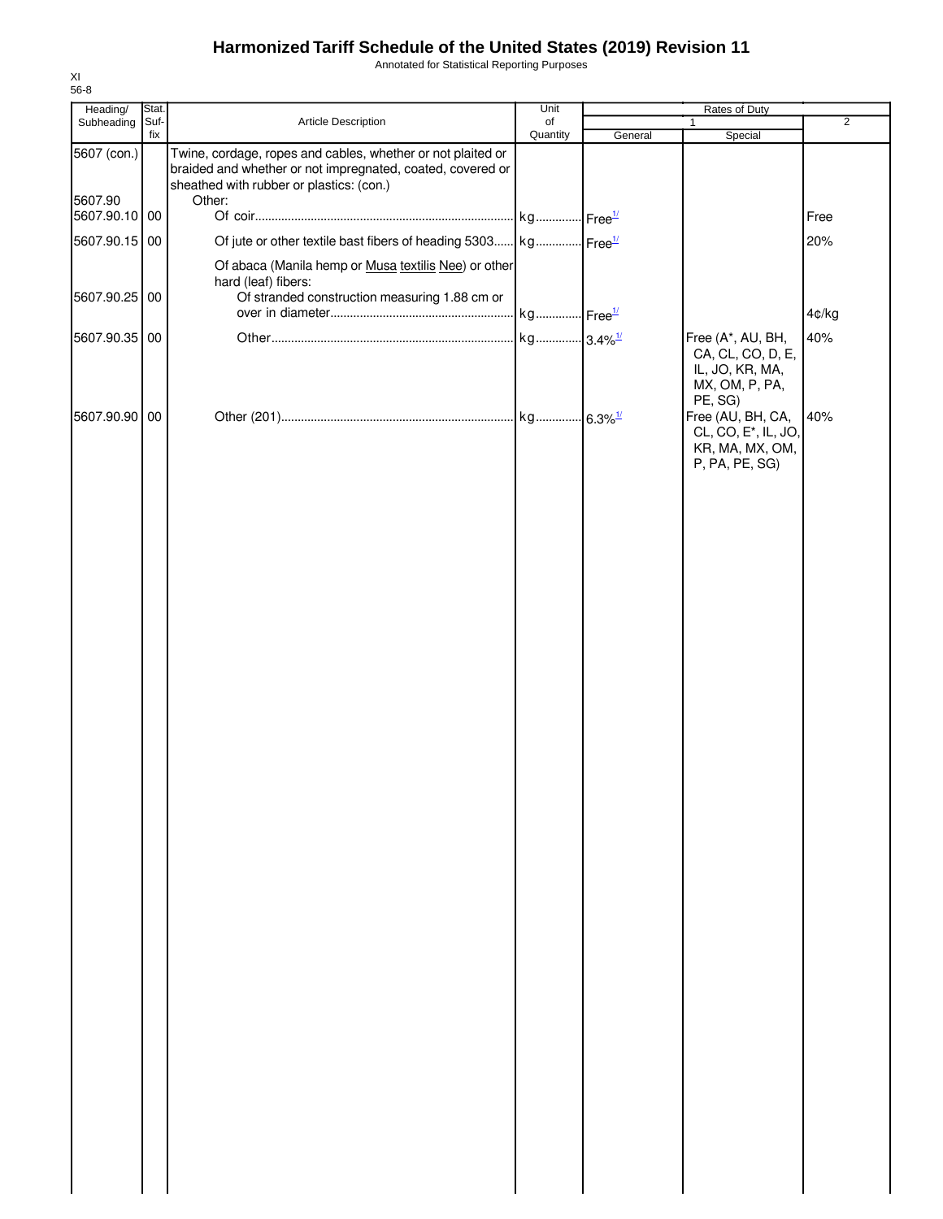# Harmonized Tariff Schedule of the United States (2019) Revision 11

Annotated for Statistical Reporting Purposes

| Heading/ Subheading | Stat. Suf-fix | Article Description | Unit of Quantity | Rates of Duty 1 General | Rates of Duty 1 Special | Rates of Duty 2 |
|---|---|---|---|---|---|---|
| 5607 (con.) | | Twine, cordage, ropes and cables, whether or not plaited or braided and whether or not impregnated, coated, covered or sheathed with rubber or plastics: (con.) | | | | |
| 5607.90 | | Other: | | | | |
| 5607.90.10 | 00 | Of coir | kg | Free[1/] | | Free |
| 5607.90.15 | 00 | Of jute or other textile bast fibers of heading 5303 | kg | Free[1/] | | 20% |
| | | Of abaca (Manila hemp or Musa textilis Nee) or other hard (leaf) fibers: | | | | |
| 5607.90.25 | 00 | Of stranded construction measuring 1.88 cm or over in diameter | kg | Free[1/] | | 4¢/kg |
| 5607.90.35 | 00 | Other | kg | 3.4%[1/] | Free (A*, AU, BH, CA, CL, CO, D, E, IL, JO, KR, MA, MX, OM, P, PA, PE, SG) | 40% |
| 5607.90.90 | 00 | Other (201) | kg | 6.3%[1/] | Free (AU, BH, CA, CL, CO, E*, IL, JO, KR, MA, MX, OM, P, PA, PE, SG) | 40% |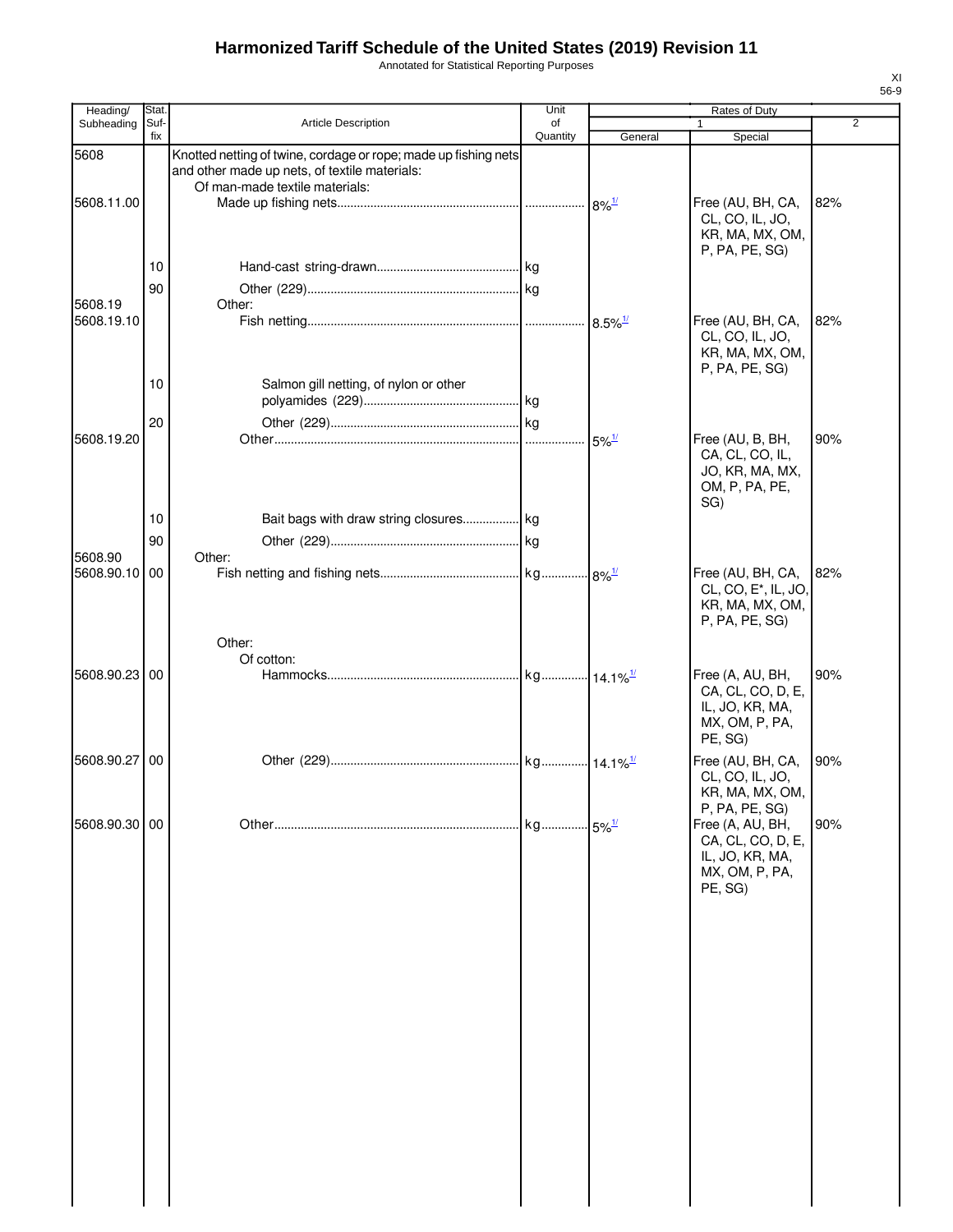# Harmonized Tariff Schedule of the United States (2019) Revision 11

Annotated for Statistical Reporting Purposes

XI
56-9

| Heading/ Subheading | Stat. Suf-fix | Article Description | Unit of Quantity | Rates of Duty 1 General | Special | 2 |
|---|---|---|---|---|---|---|
| 5608 | | Knotted netting of twine, cordage or rope; made up fishing nets and other made up nets, of textile materials: | | | | |
| | | Of man-made textile materials: | | | | |
| 5608.11.00 | | Made up fishing nets | | 8%[1/] | Free (AU, BH, CA, CL, CO, IL, JO, KR, MA, MX, OM, P, PA, PE, SG) | 82% |
| | 10 | Hand-cast string-drawn | kg | | | |
| | 90 | Other (229) | kg | | | |
| 5608.19 | | Other: | | | | |
| 5608.19.10 | | Fish netting | | 8.5%[1/] | Free (AU, BH, CA, CL, CO, IL, JO, KR, MA, MX, OM, P, PA, PE, SG) | 82% |
| | 10 | Salmon gill netting, of nylon or other polyamides (229) | kg | | | |
| | 20 | Other (229) | kg | | | |
| 5608.19.20 | | Other | | 5%[1/] | Free (AU, B, BH, CA, CL, CO, IL, JO, KR, MA, MX, OM, P, PA, PE, SG) | 90% |
| | 10 | Bait bags with draw string closures | kg | | | |
| | 90 | Other (229) | kg | | | |
| 5608.90 | | Other: | | | | |
| 5608.90.10 | 00 | Fish netting and fishing nets | kg | 8%[1/] | Free (AU, BH, CA, CL, CO, E*, IL, JO, KR, MA, MX, OM, P, PA, PE, SG) | 82% |
| | | Other: | | | | |
| | | Of cotton: | | | | |
| 5608.90.23 | 00 | Hammocks | kg | 14.1%[1/] | Free (A, AU, BH, CA, CL, CO, D, E, IL, JO, KR, MA, MX, OM, P, PA, PE, SG) | 90% |
| 5608.90.27 | 00 | Other (229) | kg | 14.1%[1/] | Free (AU, BH, CA, CL, CO, IL, JO, KR, MA, MX, OM, P, PA, PE, SG) | 90% |
| 5608.90.30 | 00 | Other | kg | 5%[1/] | Free (A, AU, BH, CA, CL, CO, D, E, IL, JO, KR, MA, MX, OM, P, PA, PE, SG) | 90% |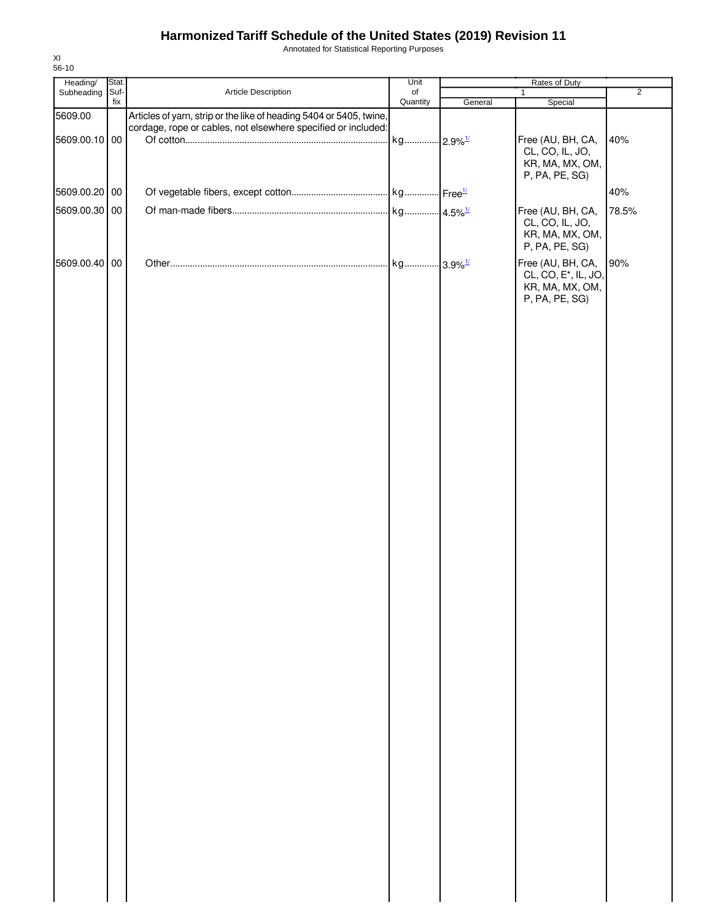# Harmonized Tariff Schedule of the United States (2019) Revision 11

Annotated for Statistical Reporting Purposes

XI
56-10

| Heading/ Subheading | Stat. Suf-fix | Article Description | Unit of Quantity | Rates of Duty 1 General | Special | 2 |
|---|---|---|---|---|---|---|
| 5609.00 | | Articles of yarn, strip or the like of heading 5404 or 5405, twine, cordage, rope or cables, not elsewhere specified or included: | | | | |
| 5609.00.10 | 00 | Of cotton | kg | 2.9%[1/] | Free (AU, BH, CA, CL, CO, IL, JO, KR, MA, MX, OM, P, PA, PE, SG) | 40% |
| 5609.00.20 | 00 | Of vegetable fibers, except cotton | kg | Free[1/] | | 40% |
| 5609.00.30 | 00 | Of man-made fibers | kg | 4.5%[1/] | Free (AU, BH, CA, CL, CO, IL, JO, KR, MA, MX, OM, P, PA, PE, SG) | 78.5% |
| 5609.00.40 | 00 | Other | kg | 3.9%[1/] | Free (AU, BH, CA, CL, CO, E*, IL, JO, KR, MA, MX, OM, P, PA, PE, SG) | 90% |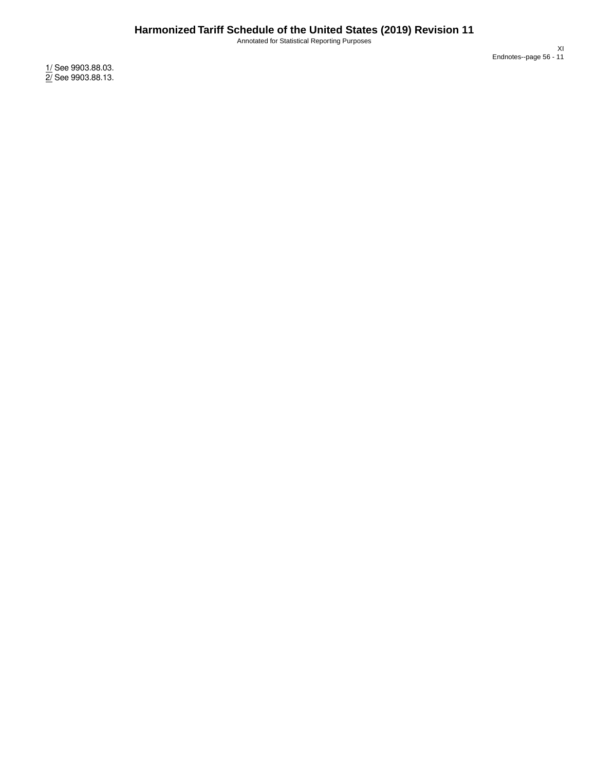1/ See 9903.88.03.
2/ See 9903.88.13.